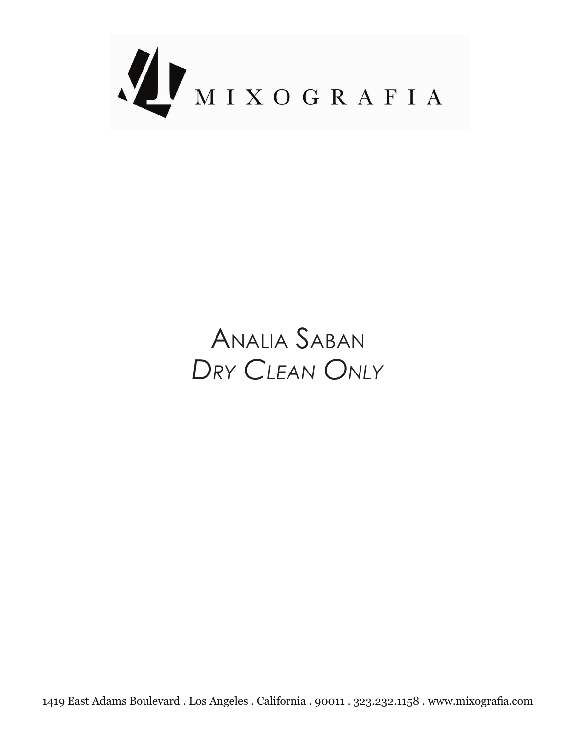MIXOGRAFIA

# Analia Saban

## *Dry Clean Only*

1419 East Adams Boulevard . Los Angeles . California . 90011 . 323.232.1158 . www.mixografia.com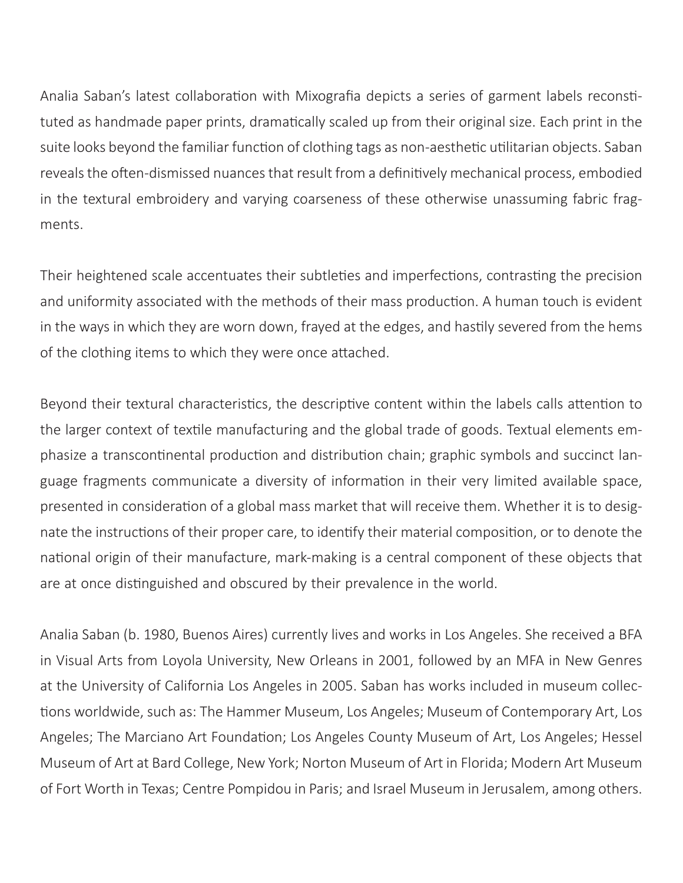Analia Saban's latest collaboration with Mixografia depicts a series of garment labels reconstituted as handmade paper prints, dramatically scaled up from their original size. Each print in the suite looks beyond the familiar function of clothing tags as non-aesthetic utilitarian objects. Saban reveals the often-dismissed nuances that result from a definitively mechanical process, embodied in the textural embroidery and varying coarseness of these otherwise unassuming fabric fragments.

Their heightened scale accentuates their subtleties and imperfections, contrasting the precision and uniformity associated with the methods of their mass production. A human touch is evident in the ways in which they are worn down, frayed at the edges, and hastily severed from the hems of the clothing items to which they were once attached.

Beyond their textural characteristics, the descriptive content within the labels calls attention to the larger context of textile manufacturing and the global trade of goods. Textual elements emphasize a transcontinental production and distribution chain; graphic symbols and succinct language fragments communicate a diversity of information in their very limited available space, presented in consideration of a global mass market that will receive them. Whether it is to designate the instructions of their proper care, to identify their material composition, or to denote the national origin of their manufacture, mark-making is a central component of these objects that are at once distinguished and obscured by their prevalence in the world.

Analia Saban (b. 1980, Buenos Aires) currently lives and works in Los Angeles. She received a BFA in Visual Arts from Loyola University, New Orleans in 2001, followed by an MFA in New Genres at the University of California Los Angeles in 2005. Saban has works included in museum collections worldwide, such as: The Hammer Museum, Los Angeles; Museum of Contemporary Art, Los Angeles; The Marciano Art Foundation; Los Angeles County Museum of Art, Los Angeles; Hessel Museum of Art at Bard College, New York; Norton Museum of Art in Florida; Modern Art Museum of Fort Worth in Texas; Centre Pompidou in Paris; and Israel Museum in Jerusalem, among others.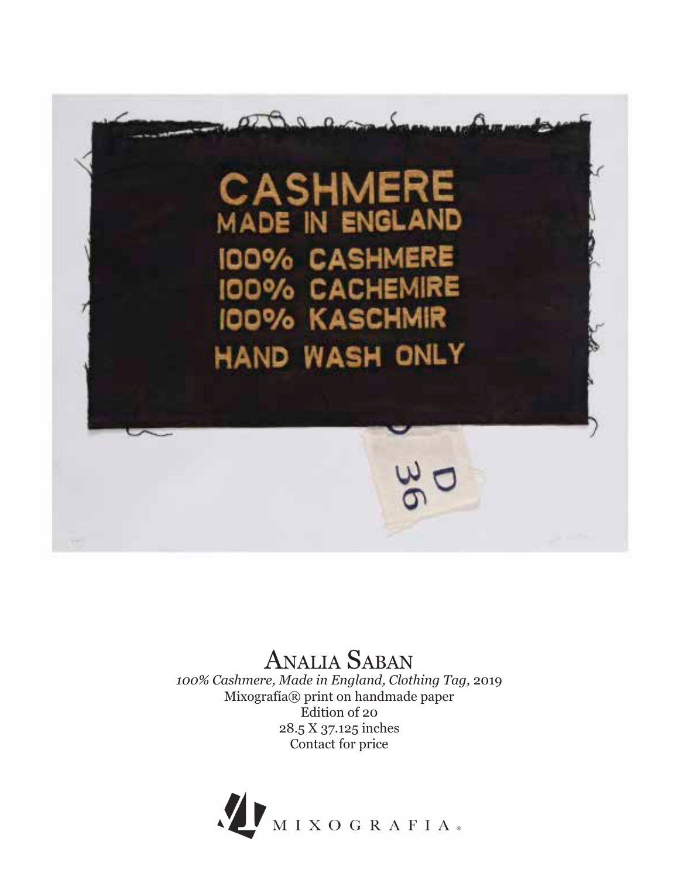Analia Saban

*100% Cashmere, Made in England, Clothing Tag,* 2019

Mixografía® print on handmade paper

Edition of 20

28.5 X 37.125 inches

Contact for price

MIXOGRAFIA®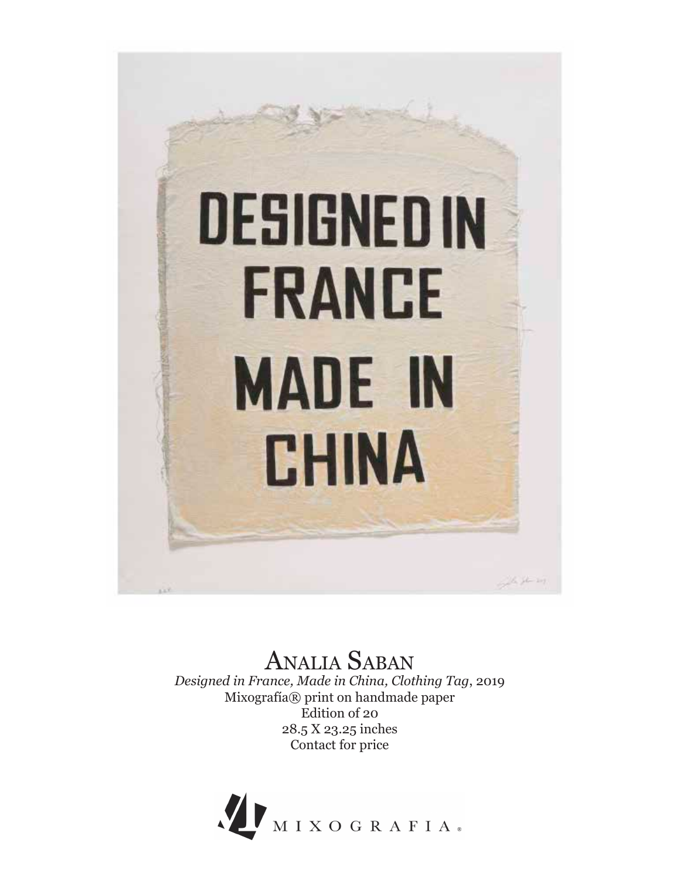Analia Saban

*Designed in France, Made in China, Clothing Tag*, 2019
Mixografía® print on handmade paper
Edition of 20
28.5 X 23.25 inches
Contact for price

MIXOGRAFIA®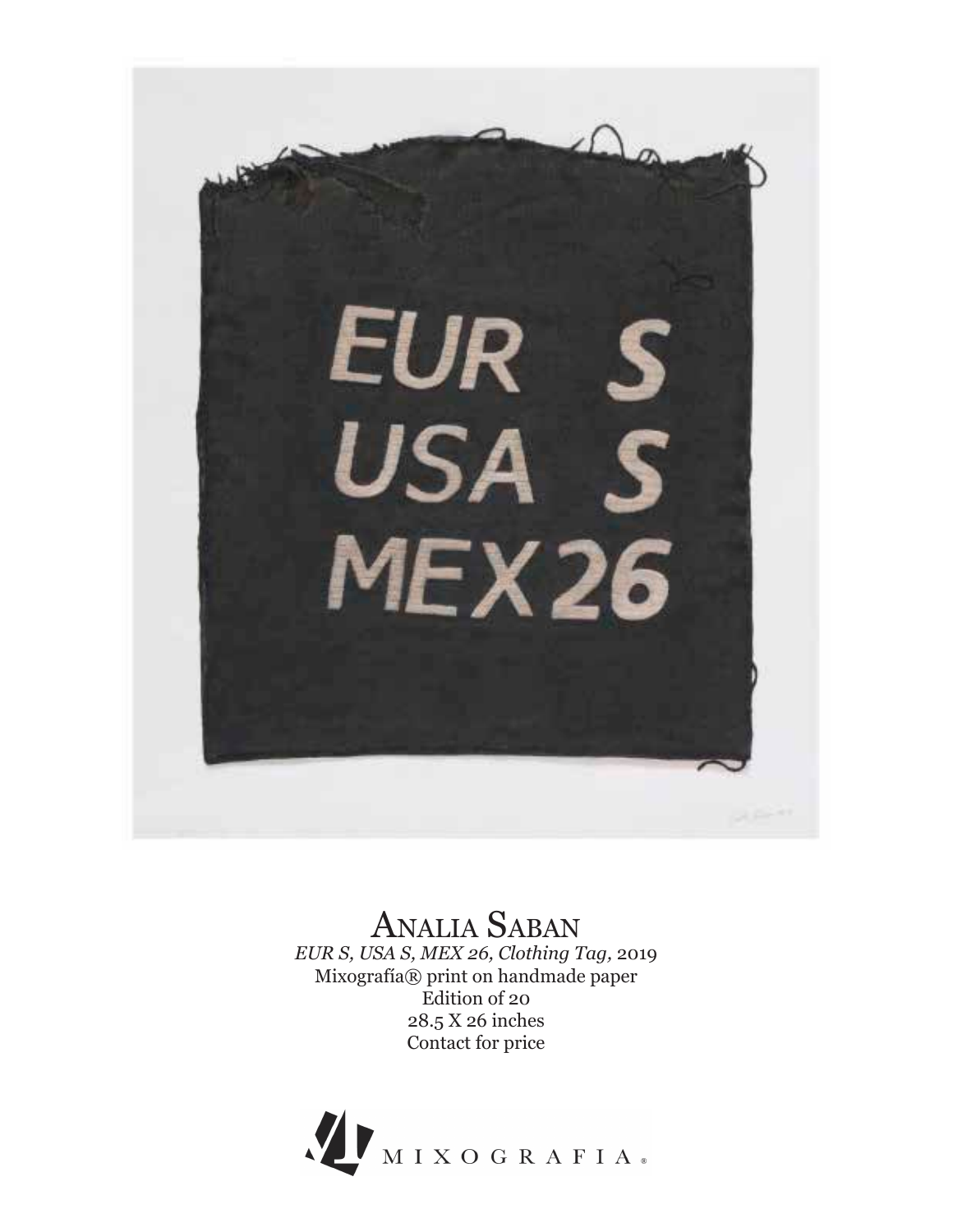Analia Saban

*EUR S, USA S, MEX 26, Clothing Tag,* 2019

Mixografía® print on handmade paper

Edition of 20

28.5 X 26 inches

Contact for price

MIXOGRAFIA®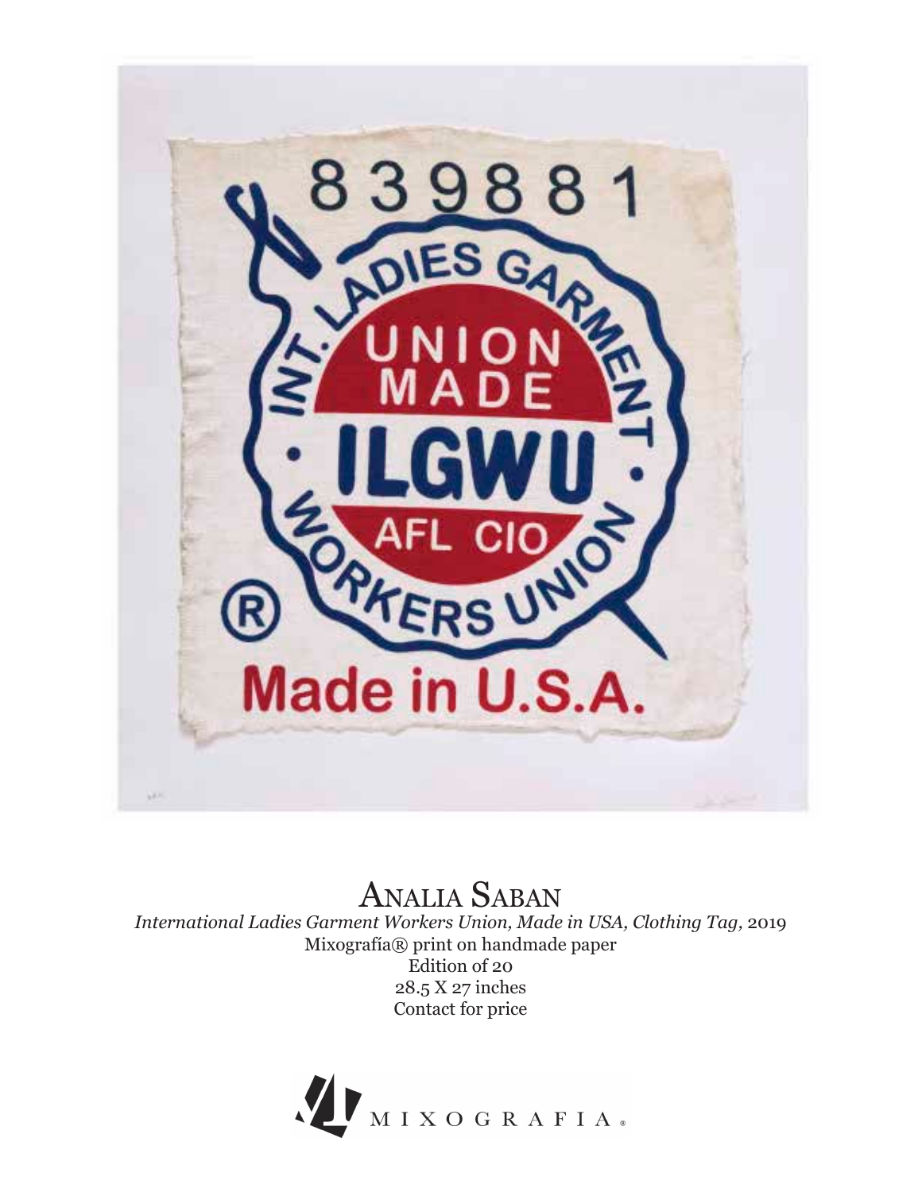## Analia Saban

*International Ladies Garment Workers Union, Made in USA, Clothing Tag,* 2019
Mixografía® print on handmade paper
Edition of 20
28.5 X 27 inches
Contact for price

MIXOGRAFIA®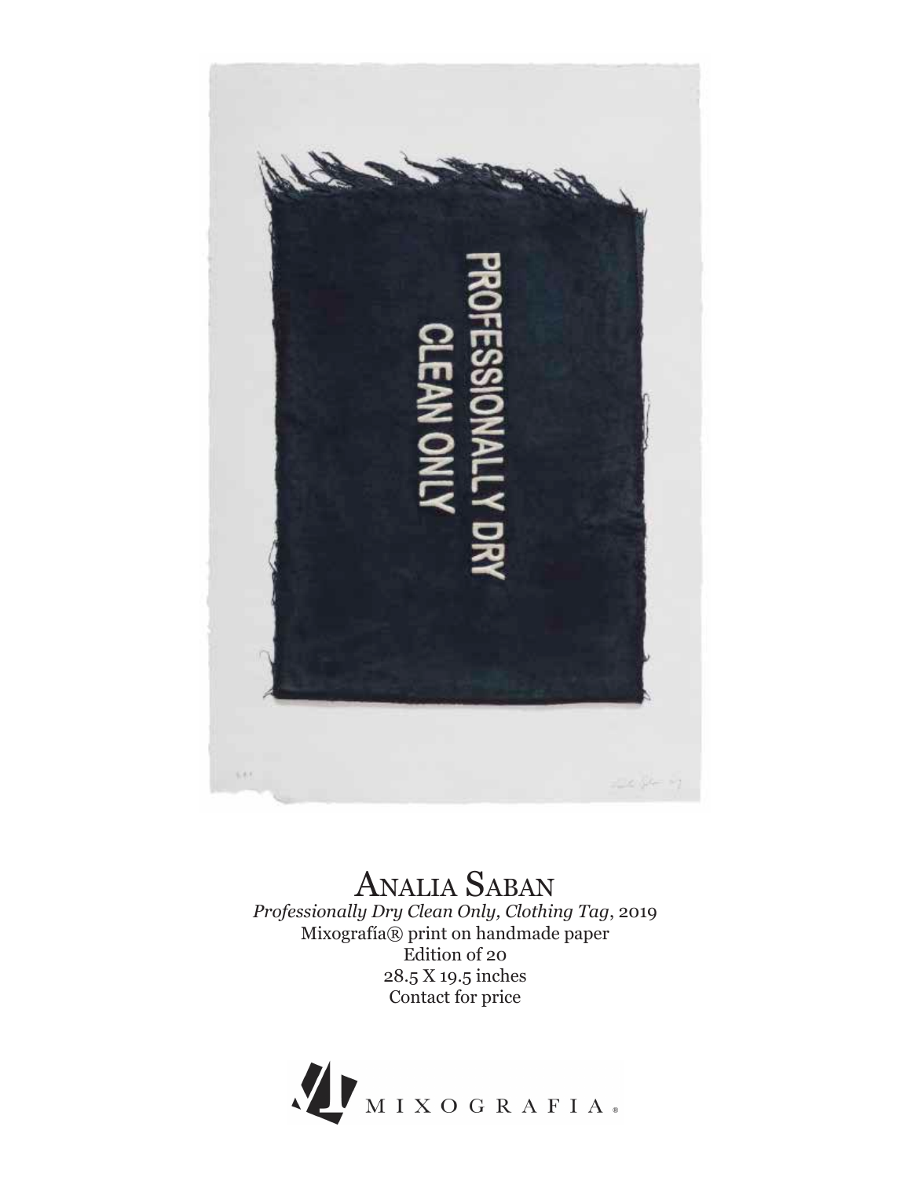# Analia Saban

*Professionally Dry Clean Only, Clothing Tag*, 2019
Mixografía® print on handmade paper
Edition of 20
28.5 X 19.5 inches
Contact for price

MIXOGRAFIA®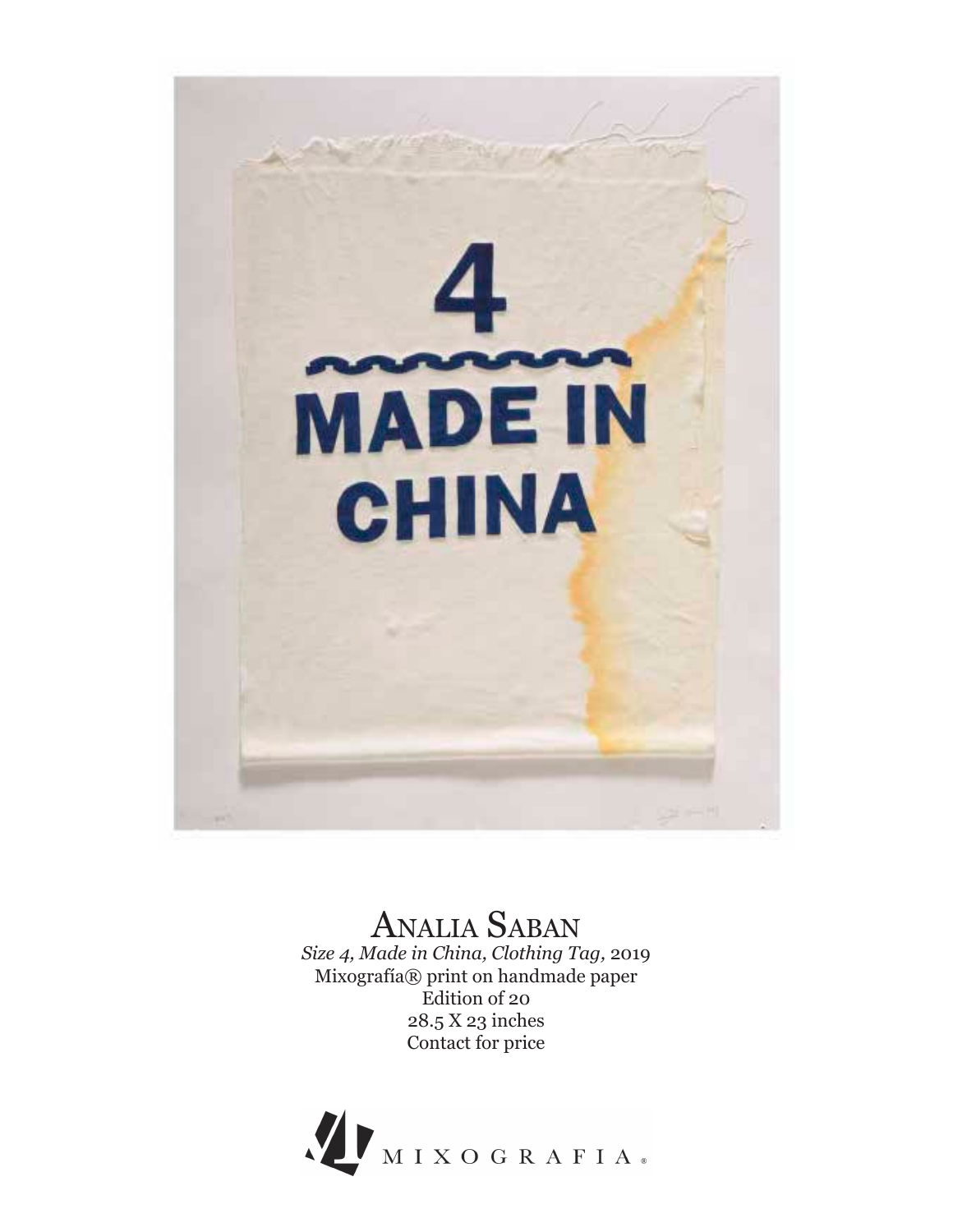# Analia Saban

*Size 4, Made in China, Clothing Tag,* 2019
Mixografía® print on handmade paper
Edition of 20
28.5 X 23 inches
Contact for price

MIXOGRAFIA®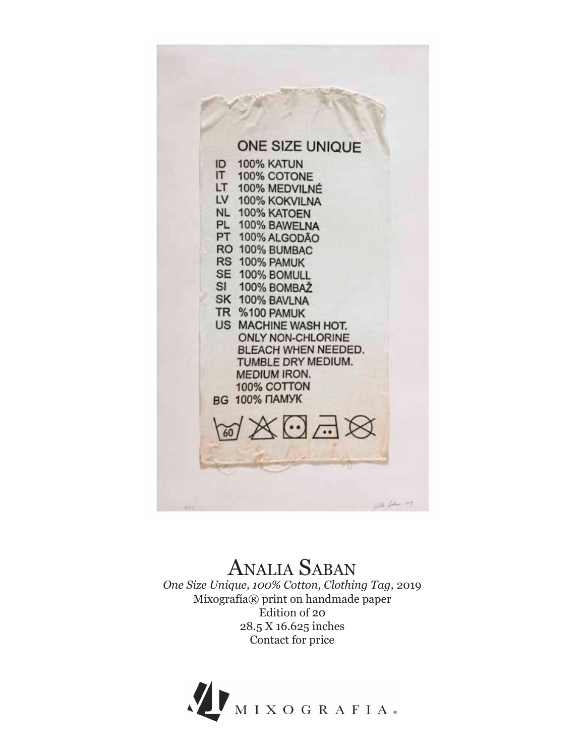# Analia Saban

*One Size Unique, 100% Cotton, Clothing Tag,* 2019
Mixografía® print on handmade paper
Edition of 20
28.5 X 16.625 inches
Contact for price

MIXOGRAFIA®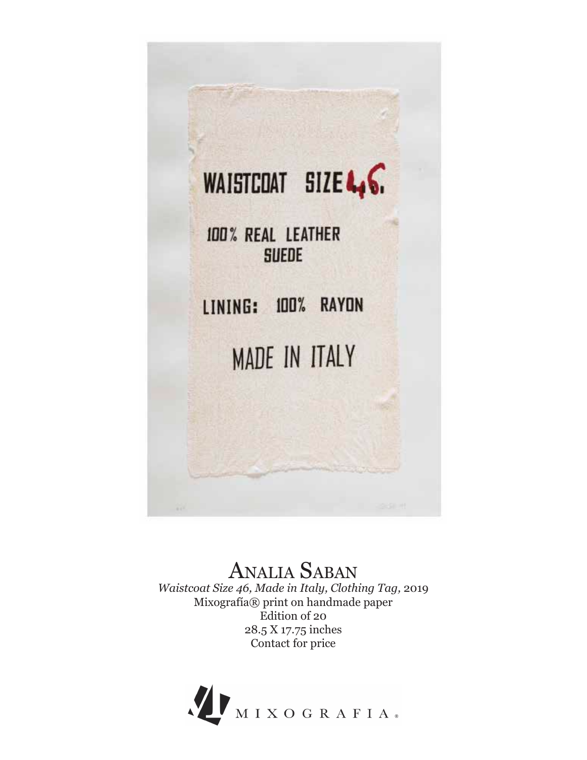Analia Saban

*Waistcoat Size 46, Made in Italy, Clothing Tag,* 2019

Mixografía® print on handmade paper

Edition of 20

28.5 X 17.75 inches

Contact for price

MIXOGRAFIA®